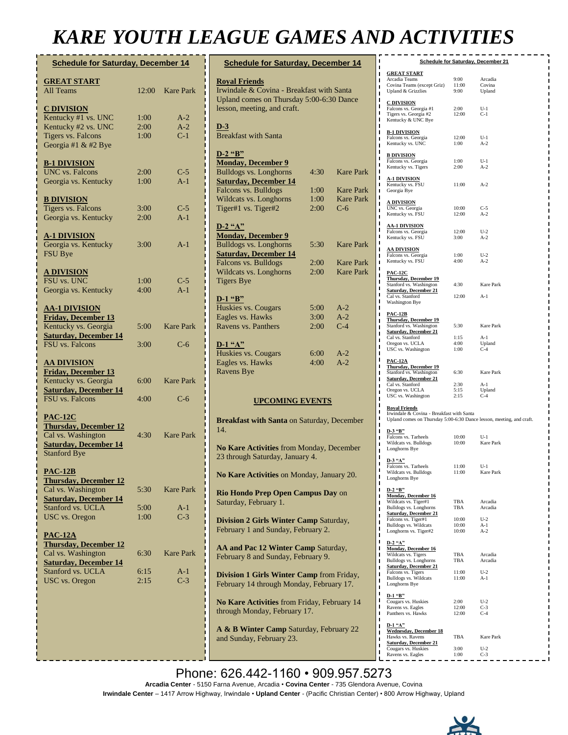# KARE YOUTH LEAGUE GAMES AND ACTIVITIES

## Schedule for Saturday, December 14

**GREAT START**

| | | |
|---|---|---|
| All Teams | 12:00 | Kare Park |

**C DIVISION**

| | | |
|---|---|---|
| Kentucky #1 vs. UNC | 1:00 | A-2 |
| Kentucky #2 vs. UNC | 2:00 | A-2 |
| Tigers vs. Falcons | 1:00 | C-1 |
| Georgia #1 & #2 Bye | | |

**B-1 DIVISION**

| | | |
|---|---|---|
| UNC vs. Falcons | 2:00 | C-5 |
| Georgia vs. Kentucky | 1:00 | A-1 |

**B DIVISION**

| | | |
|---|---|---|
| Tigers vs. Falcons | 3:00 | C-5 |
| Georgia vs. Kentucky | 2:00 | A-1 |

**A-1 DIVISION**

| | | |
|---|---|---|
| Georgia vs. Kentucky | 3:00 | A-1 |
| FSU Bye | | |

**A DIVISION**

| | | |
|---|---|---|
| FSU vs. UNC | 1:00 | C-5 |
| Georgia vs. Kentucky | 4:00 | A-1 |

**AA-1 DIVISION**

| | | |
|---|---|---|
| **Friday, December 13** | | |
| Kentucky vs. Georgia | 5:00 | Kare Park |
| **Saturday, December 14** | | |
| FSU vs. Falcons | 3:00 | C-6 |

**AA DIVISION**

| | | |
|---|---|---|
| **Friday, December 13** | | |
| Kentucky vs. Georgia | 6:00 | Kare Park |
| **Saturday, December 14** | | |
| FSU vs. Falcons | 4:00 | C-6 |

**PAC-12C**

| | | |
|---|---|---|
| **Thursday, December 12** | | |
| Cal vs. Washington | 4:30 | Kare Park |
| **Saturday, December 14** | | |
| Stanford Bye | | |

**PAC-12B**

| | | |
|---|---|---|
| **Thursday, December 12** | | |
| Cal vs. Washington | 5:30 | Kare Park |
| **Saturday, December 14** | | |
| Stanford vs. UCLA | 5:00 | A-1 |
| USC vs. Oregon | 1:00 | C-3 |

**PAC-12A**

| | | |
|---|---|---|
| **Thursday, December 12** | | |
| Cal vs. Washington | 6:30 | Kare Park |
| **Saturday, December 14** | | |
| Stanford vs. UCLA | 6:15 | A-1 |
| USC vs. Oregon | 2:15 | C-3 |

## Schedule for Saturday, December 14

**Royal Friends**

Irwindale & Covina - Breakfast with Santa
Upland comes on Thursday 5:00-6:30 Dance lesson, meeting, and craft.

**D-3**

Breakfast with Santa

**D-2 "B"**

| | | |
|---|---|---|
| **Monday, December 9** | | |
| Bulldogs vs. Longhorns | 4:30 | Kare Park |
| **Saturday, December 14** | | |
| Falcons vs. Bulldogs | 1:00 | Kare Park |
| Wildcats vs. Longhorns | 1:00 | Kare Park |
| Tiger#1 vs. Tiger#2 | 2:00 | C-6 |

**D-2 "A"**

| | | |
|---|---|---|
| **Monday, December 9** | | |
| Bulldogs vs. Longhorns | 5:30 | Kare Park |
| **Saturday, December 14** | | |
| Falcons vs. Bulldogs | 2:00 | Kare Park |
| Wildcats vs. Longhorns | 2:00 | Kare Park |
| Tigers Bye | | |

**D-1 "B"**

| | | |
|---|---|---|
| Huskies vs. Cougars | 5:00 | A-2 |
| Eagles vs. Hawks | 3:00 | A-2 |
| Ravens vs. Panthers | 2:00 | C-4 |

**D-1 "A"**

| | | |
|---|---|---|
| Huskies vs. Cougars | 6:00 | A-2 |
| Eagles vs. Hawks | 4:00 | A-2 |
| Ravens Bye | | |

### UPCOMING EVENTS

**Breakfast with Santa** on Saturday, December 14.

**No Kare Activities** from Monday, December 23 through Saturday, January 4.

**No Kare Activities** on Monday, January 20.

**Rio Hondo Prep Open Campus Day** on Saturday, February 1.

**Division 2 Girls Winter Camp** Saturday, February 1 and Sunday, February 2.

**AA and Pac 12 Winter Camp** Saturday, February 8 and Sunday, February 9.

**Division 1 Girls Winter Camp** from Friday, February 14 through Monday, February 17.

**No Kare Activities** from Friday, February 14 through Monday, February 17.

**A & B Winter Camp** Saturday, February 22 and Sunday, February 23.

## Schedule for Saturday, December 21

**GREAT START**

| | | |
|---|---|---|
| Arcadia Teams | 9:00 | Arcadia |
| Covina Teams (except Griz) | 11:00 | Covina |
| Upland & Grizzlies | 9:00 | Upland |

**C DIVISION**

| | | |
|---|---|---|
| Falcons vs. Georgia #1 | 2:00 | U-1 |
| Tigers vs. Georgia #2 | 12:00 | C-1 |
| Kentucky & UNC Bye | | |

**B-1 DIVISION**

| | | |
|---|---|---|
| Falcons vs. Georgia | 12:00 | U-1 |
| Kentucky vs. UNC | 1:00 | A-2 |

**B DIVISION**

| | | |
|---|---|---|
| Falcons vs. Georgia | 1:00 | U-1 |
| Kentucky vs. Tigers | 2:00 | A-2 |

**A-1 DIVISION**

| | | |
|---|---|---|
| Kentucky vs. FSU | 11:00 | A-2 |
| Georgia Bye | | |

**A DIVISION**

| | | |
|---|---|---|
| UNC vs. Georgia | 10:00 | C-5 |
| Kentucky vs. FSU | 12:00 | A-2 |

**AA-1 DIVISION**

| | | |
|---|---|---|
| Falcons vs. Georgia | 12:00 | U-2 |
| Kentucky vs. FSU | 3:00 | A-2 |

**AA DIVISION**

| | | |
|---|---|---|
| Falcons vs. Georgia | 1:00 | U-2 |
| Kentucky vs. FSU | 4:00 | A-2 |

**PAC-12C**

| | | |
|---|---|---|
| **Thursday, December 19** | | |
| Stanford vs. Washington | 4:30 | Kare Park |
| **Saturday, December 21** | | |
| Cal vs. Stanford | 12:00 | A-1 |
| Washington Bye | | |

**PAC-12B**

| | | |
|---|---|---|
| **Thursday, December 19** | | |
| Stanford vs. Washington | 5:30 | Kare Park |
| **Saturday, December 21** | | |
| Cal vs. Stanford | 1:15 | A-1 |
| Oregon vs. UCLA | 4:00 | Upland |
| USC vs. Washington | 1:00 | C-4 |

**PAC-12A**

| | | |
|---|---|---|
| **Thursday, December 19** | | |
| Stanford vs. Washington | 6:30 | Kare Park |
| **Saturday, December 21** | | |
| Cal vs. Stanford | 2:30 | A-1 |
| Oregon vs. UCLA | 5:15 | Upland |
| USC vs. Washington | 2:15 | C-4 |

**Royal Friends**

Irwindale & Covina - Breakfast with Santa
Upland comes on Thursday 5:00-6:30 Dance lesson, meeting, and craft.

**D-3 "B"**

| | | |
|---|---|---|
| Falcons vs. Tarheels | 10:00 | U-1 |
| Wildcats vs. Bulldogs | 10:00 | Kare Park |
| Longhorns Bye | | |

**D-3 "A"**

| | | |
|---|---|---|
| Falcons vs. Tarheels | 11:00 | U-1 |
| Wildcats vs. Bulldogs | 11:00 | Kare Park |
| Longhorns Bye | | |

**D-2 "B"**

| | | |
|---|---|---|
| **Monday, December 16** | | |
| Wildcats vs. Tiger#1 | TBA | Arcadia |
| Bulldogs vs. Longhorns | TBA | Arcadia |
| **Saturday, December 21** | | |
| Falcons vs. Tiger#1 | 10:00 | U-2 |
| Bulldogs vs. Wildcats | 10:00 | A-1 |
| Longhorns vs. Tiger#2 | 10:00 | A-2 |

**D-2 "A"**

| | | |
|---|---|---|
| **Monday, December 16** | | |
| Wildcats vs. Tigers | TBA | Arcadia |
| Bulldogs vs. Longhorns | TBA | Arcadia |
| **Saturday, December 21** | | |
| Falcons vs. Tigers | 11:00 | U-2 |
| Bulldogs vs. Wildcats | 11:00 | A-1 |
| Longhorns Bye | | |

**D-1 "B"**

| | | |
|---|---|---|
| Cougars vs. Huskies | 2:00 | U-2 |
| Ravens vs. Eagles | 12:00 | C-3 |
| Panthers vs. Hawks | 12:00 | C-4 |

**D-1 "A"**

| | | |
|---|---|---|
| **Wednesday, December 18** | | |
| Hawks vs. Ravens | TBA | Kare Park |
| **Saturday, December 21** | | |
| Cougars vs. Huskies | 3:00 | U-2 |
| Ravens vs. Eagles | 1:00 | C-3 |

Phone: 626.442-1160 • 909.957.5273

**Arcadia Center** - 5150 Farna Avenue, Arcadia • **Covina Center** - 735 Glendora Avenue, Covina
**Irwindale Center** – 1417 Arrow Highway, Irwindale • **Upland Center** - (Pacific Christian Center) • 800 Arrow Highway, Upland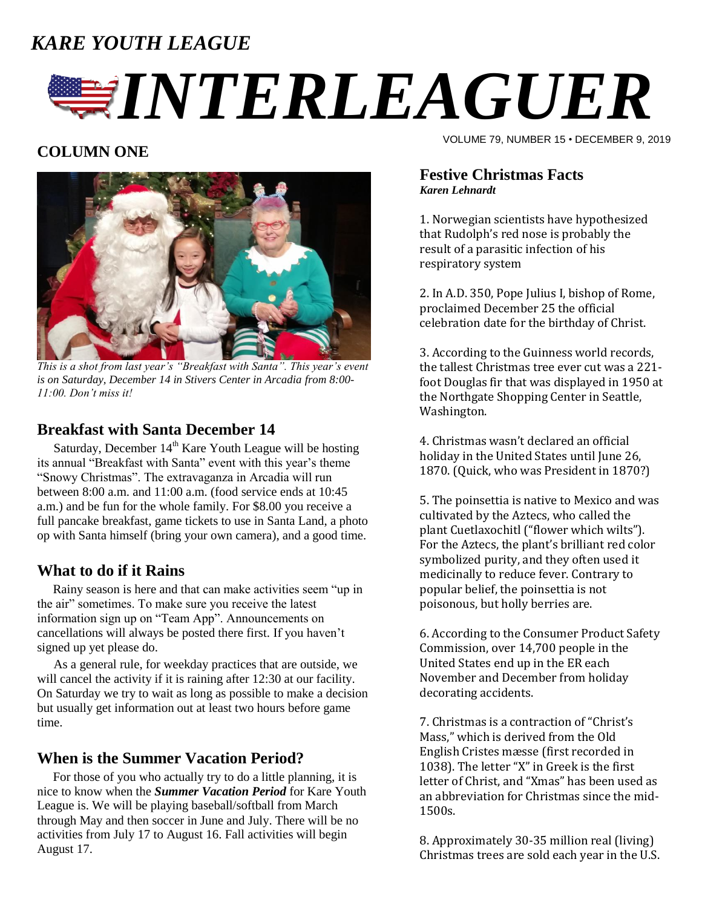*KARE YOUTH LEAGUE*

# *INTERLEAGUER*

VOLUME 79, NUMBER 15 • DECEMBER 9, 2019

## COLUMN ONE

*This is a shot from last year's "Breakfast with Santa". This year's event is on Saturday, December 14 in Stivers Center in Arcadia from 8:00-11:00. Don't miss it!*

### Breakfast with Santa December 14

Saturday, December 14th Kare Youth League will be hosting its annual "Breakfast with Santa" event with this year's theme "Snowy Christmas". The extravaganza in Arcadia will run between 8:00 a.m. and 11:00 a.m. (food service ends at 10:45 a.m.) and be fun for the whole family. For $8.00 you receive a full pancake breakfast, game tickets to use in Santa Land, a photo op with Santa himself (bring your own camera), and a good time.

### What to do if it Rains

Rainy season is here and that can make activities seem "up in the air" sometimes. To make sure you receive the latest information sign up on "Team App". Announcements on cancellations will always be posted there first. If you haven't signed up yet please do.

As a general rule, for weekday practices that are outside, we will cancel the activity if it is raining after 12:30 at our facility. On Saturday we try to wait as long as possible to make a decision but usually get information out at least two hours before game time.

### When is the Summer Vacation Period?

For those of you who actually try to do a little planning, it is nice to know when the ***Summer Vacation Period*** for Kare Youth League is. We will be playing baseball/softball from March through May and then soccer in June and July. There will be no activities from July 17 to August 16. Fall activities will begin August 17.

### Festive Christmas Facts

***Karen Lehnardt***

1. Norwegian scientists have hypothesized that Rudolph's red nose is probably the result of a parasitic infection of his respiratory system

2. In A.D. 350, Pope Julius I, bishop of Rome, proclaimed December 25 the official celebration date for the birthday of Christ.

3. According to the Guinness world records, the tallest Christmas tree ever cut was a 221-foot Douglas fir that was displayed in 1950 at the Northgate Shopping Center in Seattle, Washington.

4. Christmas wasn't declared an official holiday in the United States until June 26, 1870. (Quick, who was President in 1870?)

5. The poinsettia is native to Mexico and was cultivated by the Aztecs, who called the plant Cuetlaxochitl ("flower which wilts"). For the Aztecs, the plant's brilliant red color symbolized purity, and they often used it medicinally to reduce fever. Contrary to popular belief, the poinsettia is not poisonous, but holly berries are.

6. According to the Consumer Product Safety Commission, over 14,700 people in the United States end up in the ER each November and December from holiday decorating accidents.

7. Christmas is a contraction of "Christ's Mass," which is derived from the Old English Cristes mæsse (first recorded in 1038). The letter "X" in Greek is the first letter of Christ, and "Xmas" has been used as an abbreviation for Christmas since the mid-1500s.

8. Approximately 30-35 million real (living) Christmas trees are sold each year in the U.S.